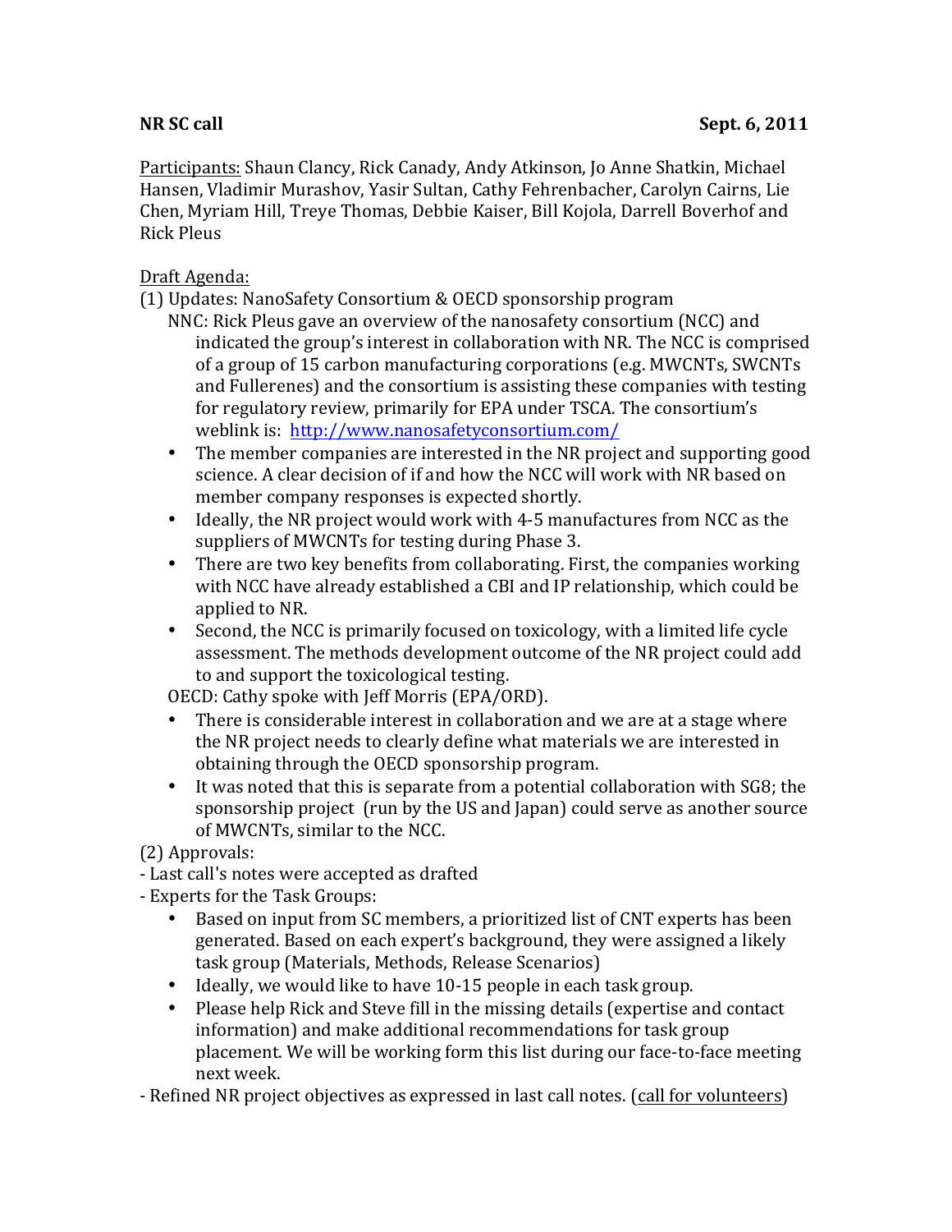**NR SC call** **Sept. 6, 2011**

Participants: Shaun Clancy, Rick Canady, Andy Atkinson, Jo Anne Shatkin, Michael Hansen, Vladimir Murashov, Yasir Sultan, Cathy Fehrenbacher, Carolyn Cairns, Lie Chen, Myriam Hill, Treye Thomas, Debbie Kaiser, Bill Kojola, Darrell Boverhof and Rick Pleus

Draft Agenda:

(1) Updates: NanoSafety Consortium & OECD sponsorship program

NNC: Rick Pleus gave an overview of the nanosafety consortium (NCC) and indicated the group's interest in collaboration with NR. The NCC is comprised of a group of 15 carbon manufacturing corporations (e.g. MWCNTs, SWCNTs and Fullerenes) and the consortium is assisting these companies with testing for regulatory review, primarily for EPA under TSCA. The consortium's weblink is: http://www.nanosafetyconsortium.com/

- The member companies are interested in the NR project and supporting good science. A clear decision of if and how the NCC will work with NR based on member company responses is expected shortly.
- Ideally, the NR project would work with 4-5 manufactures from NCC as the suppliers of MWCNTs for testing during Phase 3.
- There are two key benefits from collaborating. First, the companies working with NCC have already established a CBI and IP relationship, which could be applied to NR.
- Second, the NCC is primarily focused on toxicology, with a limited life cycle assessment. The methods development outcome of the NR project could add to and support the toxicological testing.

OECD: Cathy spoke with Jeff Morris (EPA/ORD).

- There is considerable interest in collaboration and we are at a stage where the NR project needs to clearly define what materials we are interested in obtaining through the OECD sponsorship program.
- It was noted that this is separate from a potential collaboration with SG8; the sponsorship project (run by the US and Japan) could serve as another source of MWCNTs, similar to the NCC.

(2) Approvals:

- Last call's notes were accepted as drafted
- Experts for the Task Groups:
  - Based on input from SC members, a prioritized list of CNT experts has been generated. Based on each expert's background, they were assigned a likely task group (Materials, Methods, Release Scenarios)
  - Ideally, we would like to have 10-15 people in each task group.
  - Please help Rick and Steve fill in the missing details (expertise and contact information) and make additional recommendations for task group placement. We will be working form this list during our face-to-face meeting next week.
- Refined NR project objectives as expressed in last call notes. (call for volunteers)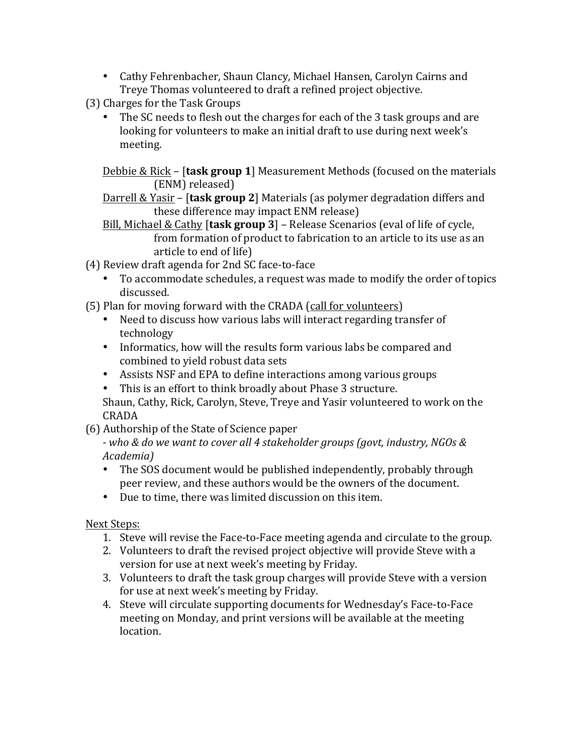- Cathy Fehrenbacher, Shaun Clancy, Michael Hansen, Carolyn Cairns and Treye Thomas volunteered to draft a refined project objective.

(3) Charges for the Task Groups

- The SC needs to flesh out the charges for each of the 3 task groups and are looking for volunteers to make an initial draft to use during next week's meeting.

<u>Debbie & Rick</u> – [**task group 1**] Measurement Methods (focused on the materials (ENM) released)

<u>Darrell & Yasir</u> – [**task group 2**] Materials (as polymer degradation differs and these difference may impact ENM release)

<u>Bill, Michael & Cathy</u> [**task group 3**] – Release Scenarios (eval of life of cycle, from formation of product to fabrication to an article to its use as an article to end of life)

(4) Review draft agenda for 2nd SC face-to-face

- To accommodate schedules, a request was made to modify the order of topics discussed.

(5) Plan for moving forward with the CRADA (<u>call for volunteers</u>)

- Need to discuss how various labs will interact regarding transfer of technology
- Informatics, how will the results form various labs be compared and combined to yield robust data sets
- Assists NSF and EPA to define interactions among various groups
- This is an effort to think broadly about Phase 3 structure.

Shaun, Cathy, Rick, Carolyn, Steve, Treye and Yasir volunteered to work on the CRADA

(6) Authorship of the State of Science paper

*- who & do we want to cover all 4 stakeholder groups (govt, industry, NGOs & Academia)*

- The SOS document would be published independently, probably through peer review, and these authors would be the owners of the document.
- Due to time, there was limited discussion on this item.

<u>Next Steps:</u>

1. Steve will revise the Face-to-Face meeting agenda and circulate to the group.
2. Volunteers to draft the revised project objective will provide Steve with a version for use at next week's meeting by Friday.
3. Volunteers to draft the task group charges will provide Steve with a version for use at next week's meeting by Friday.
4. Steve will circulate supporting documents for Wednesday's Face-to-Face meeting on Monday, and print versions will be available at the meeting location.